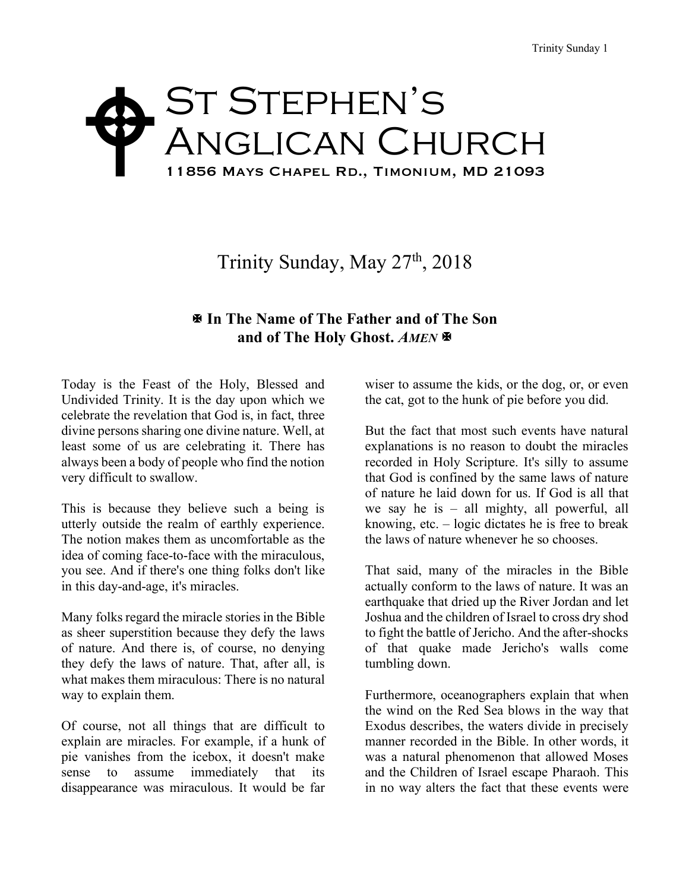# St Stephen's Anglican Church

11856 Mays Chapel Rd., Timonium, MD 21093

## Trinity Sunday, May 27th, 2018

**✠ In The Name of The Father and of The Son and of The Holy Ghost. *AMEN* ✠**

Today is the Feast of the Holy, Blessed and Undivided Trinity. It is the day upon which we celebrate the revelation that God is, in fact, three divine persons sharing one divine nature. Well, at least some of us are celebrating it. There has always been a body of people who find the notion very difficult to swallow.

This is because they believe such a being is utterly outside the realm of earthly experience. The notion makes them as uncomfortable as the idea of coming face-to-face with the miraculous, you see. And if there's one thing folks don't like in this day-and-age, it's miracles.

Many folks regard the miracle stories in the Bible as sheer superstition because they defy the laws of nature. And there is, of course, no denying they defy the laws of nature. That, after all, is what makes them miraculous: There is no natural way to explain them.

Of course, not all things that are difficult to explain are miracles. For example, if a hunk of pie vanishes from the icebox, it doesn't make sense to assume immediately that its disappearance was miraculous. It would be far wiser to assume the kids, or the dog, or, or even the cat, got to the hunk of pie before you did.

But the fact that most such events have natural explanations is no reason to doubt the miracles recorded in Holy Scripture. It's silly to assume that God is confined by the same laws of nature of nature he laid down for us. If God is all that we say he is – all mighty, all powerful, all knowing, etc. – logic dictates he is free to break the laws of nature whenever he so chooses.

That said, many of the miracles in the Bible actually conform to the laws of nature. It was an earthquake that dried up the River Jordan and let Joshua and the children of Israel to cross dry shod to fight the battle of Jericho. And the after-shocks of that quake made Jericho's walls come tumbling down.

Furthermore, oceanographers explain that when the wind on the Red Sea blows in the way that Exodus describes, the waters divide in precisely manner recorded in the Bible. In other words, it was a natural phenomenon that allowed Moses and the Children of Israel escape Pharaoh. This in no way alters the fact that these events were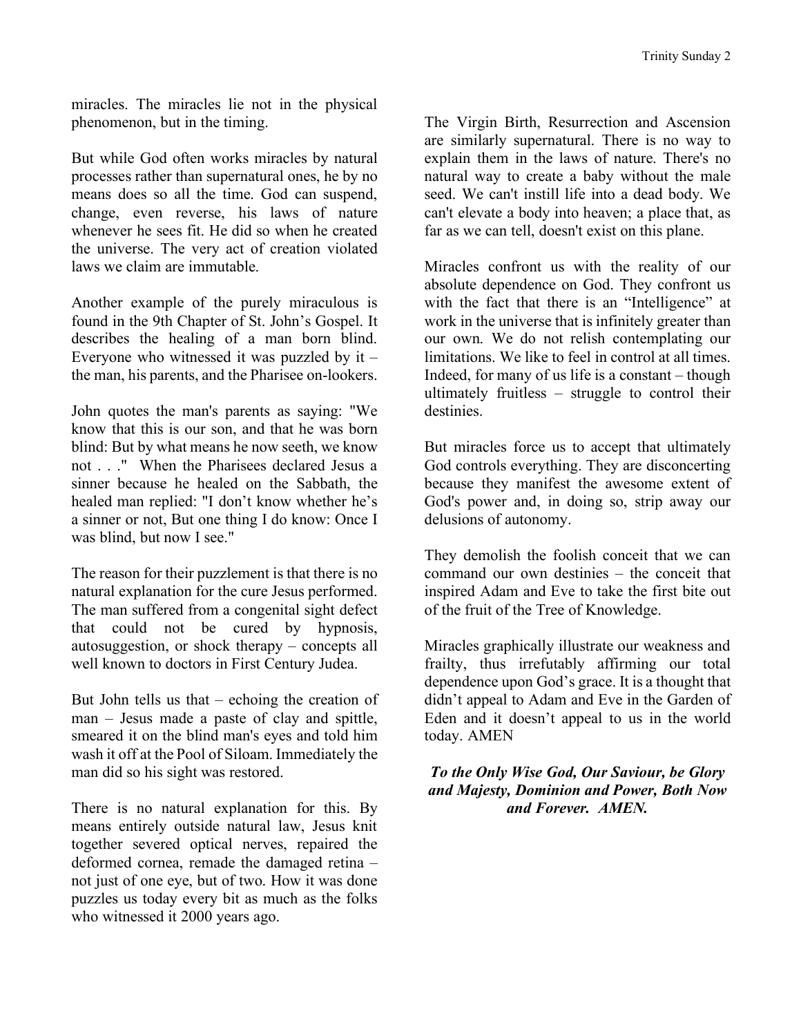miracles. The miracles lie not in the physical phenomenon, but in the timing.

But while God often works miracles by natural processes rather than supernatural ones, he by no means does so all the time. God can suspend, change, even reverse, his laws of nature whenever he sees fit. He did so when he created the universe. The very act of creation violated laws we claim are immutable.

Another example of the purely miraculous is found in the 9th Chapter of St. John's Gospel. It describes the healing of a man born blind. Everyone who witnessed it was puzzled by it – the man, his parents, and the Pharisee on-lookers.

John quotes the man's parents as saying: "We know that this is our son, and that he was born blind: But by what means he now seeth, we know not . . ." When the Pharisees declared Jesus a sinner because he healed on the Sabbath, the healed man replied: "I don't know whether he's a sinner or not, But one thing I do know: Once I was blind, but now I see."

The reason for their puzzlement is that there is no natural explanation for the cure Jesus performed. The man suffered from a congenital sight defect that could not be cured by hypnosis, autosuggestion, or shock therapy – concepts all well known to doctors in First Century Judea.

But John tells us that – echoing the creation of man – Jesus made a paste of clay and spittle, smeared it on the blind man's eyes and told him wash it off at the Pool of Siloam. Immediately the man did so his sight was restored.

There is no natural explanation for this. By means entirely outside natural law, Jesus knit together severed optical nerves, repaired the deformed cornea, remade the damaged retina – not just of one eye, but of two. How it was done puzzles us today every bit as much as the folks who witnessed it 2000 years ago.

The Virgin Birth, Resurrection and Ascension are similarly supernatural. There is no way to explain them in the laws of nature. There's no natural way to create a baby without the male seed. We can't instill life into a dead body. We can't elevate a body into heaven; a place that, as far as we can tell, doesn't exist on this plane.

Miracles confront us with the reality of our absolute dependence on God. They confront us with the fact that there is an "Intelligence" at work in the universe that is infinitely greater than our own. We do not relish contemplating our limitations. We like to feel in control at all times. Indeed, for many of us life is a constant – though ultimately fruitless – struggle to control their destinies.

But miracles force us to accept that ultimately God controls everything. They are disconcerting because they manifest the awesome extent of God's power and, in doing so, strip away our delusions of autonomy.

They demolish the foolish conceit that we can command our own destinies – the conceit that inspired Adam and Eve to take the first bite out of the fruit of the Tree of Knowledge.

Miracles graphically illustrate our weakness and frailty, thus irrefutably affirming our total dependence upon God's grace. It is a thought that didn't appeal to Adam and Eve in the Garden of Eden and it doesn't appeal to us in the world today. AMEN

***To the Only Wise God, Our Saviour, be Glory and Majesty, Dominion and Power, Both Now and Forever. AMEN.***